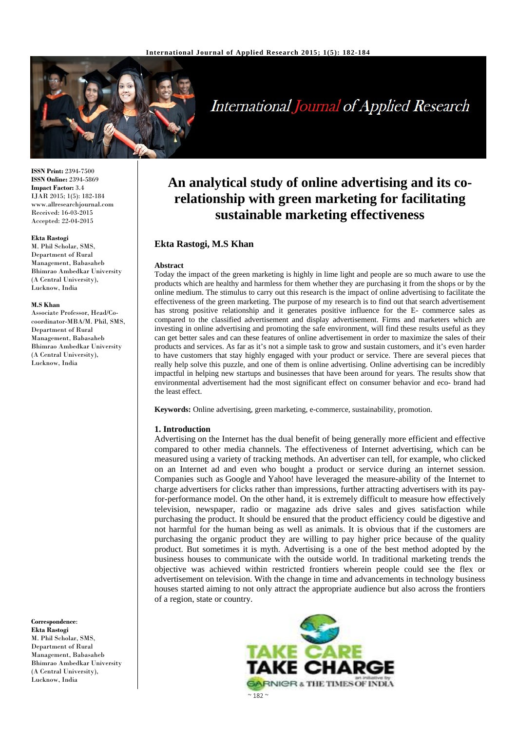**ISSN Print:** 2394-7500
**ISSN Online:** 2394-5869
**Impact Factor:** 3.4
IJAR 2015; 1(5): 182-184
www.allresearchjournal.com
Received: 16-03-2015
Accepted: 22-04-2015

**Ekta Rastogi**
M. Phil Scholar, SMS, Department of Rural Management, Babasaheb Bhimrao Ambedkar University (A Central University), Lucknow, India

**M.S Khan**
Associate Professor, Head/Co-coordinator-MBA/M. Phil, SMS, Department of Rural Management, Babasaheb Bhimrao Ambedkar University (A Central University), Lucknow, India

**Correspondence**:
**Ekta Rastogi**
M. Phil Scholar, SMS, Department of Rural Management, Babasaheb Bhimrao Ambedkar University (A Central University), Lucknow, India

# An analytical study of online advertising and its co-relationship with green marketing for facilitating sustainable marketing effectiveness

**Ekta Rastogi, M.S Khan**

**Abstract**

Today the impact of the green marketing is highly in lime light and people are so much aware to use the products which are healthy and harmless for them whether they are purchasing it from the shops or by the online medium. The stimulus to carry out this research is the impact of online advertising to facilitate the effectiveness of the green marketing. The purpose of my research is to find out that search advertisement has strong positive relationship and it generates positive influence for the E- commerce sales as compared to the classified advertisement and display advertisement. Firms and marketers which are investing in online advertising and promoting the safe environment, will find these results useful as they can get better sales and can these features of online advertisement in order to maximize the sales of their products and services. As far as it's not a simple task to grow and sustain customers, and it's even harder to have customers that stay highly engaged with your product or service. There are several pieces that really help solve this puzzle, and one of them is online advertising. Online advertising can be incredibly impactful in helping new startups and businesses that have been around for years. The results show that environmental advertisement had the most significant effect on consumer behavior and eco- brand had the least effect.

**Keywords:** Online advertising, green marketing, e-commerce, sustainability, promotion.

## 1. Introduction

Advertising on the Internet has the dual benefit of being generally more efficient and effective compared to other media channels. The effectiveness of Internet advertising, which can be measured using a variety of tracking methods. An advertiser can tell, for example, who clicked on an Internet ad and even who bought a product or service during an internet session. Companies such as Google and Yahoo! have leveraged the measure-ability of the Internet to charge advertisers for clicks rather than impressions, further attracting advertisers with its pay-for-performance model. On the other hand, it is extremely difficult to measure how effectively television, newspaper, radio or magazine ads drive sales and gives satisfaction while purchasing the product. It should be ensured that the product efficiency could be digestive and not harmful for the human being as well as animals. It is obvious that if the customers are purchasing the organic product they are willing to pay higher price because of the quality product. But sometimes it is myth. Advertising is a one of the best method adopted by the business houses to communicate with the outside world. In traditional marketing trends the objective was achieved within restricted frontiers wherein people could see the flex or advertisement on television. With the change in time and advancements in technology business houses started aiming to not only attract the appropriate audience but also across the frontiers of a region, state or country.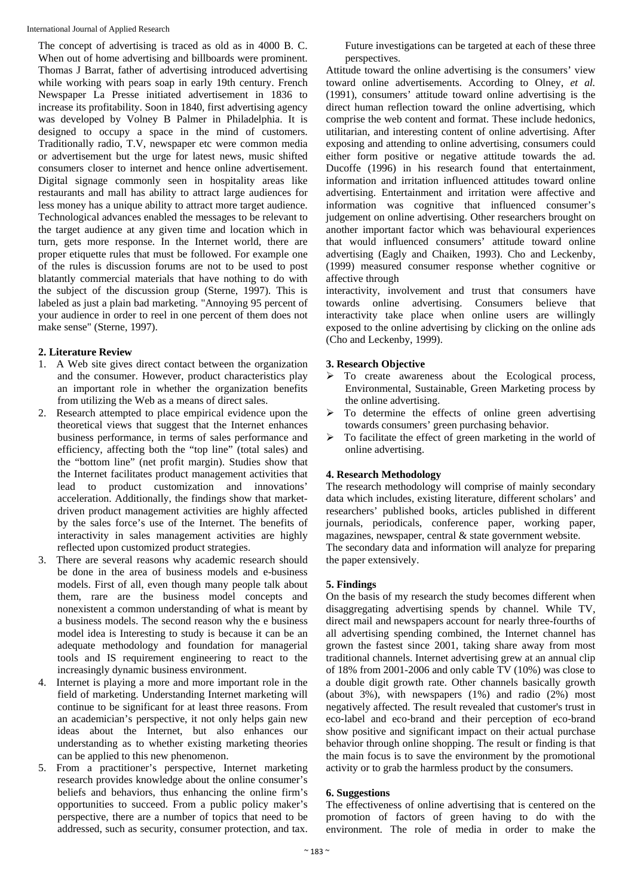The concept of advertising is traced as old as in 4000 B. C. When out of home advertising and billboards were prominent. Thomas J Barrat, father of advertising introduced advertising while working with pears soap in early 19th century. French Newspaper La Presse initiated advertisement in 1836 to increase its profitability. Soon in 1840, first advertising agency was developed by Volney B Palmer in Philadelphia. It is designed to occupy a space in the mind of customers. Traditionally radio, T.V, newspaper etc were common media or advertisement but the urge for latest news, music shifted consumers closer to internet and hence online advertisement. Digital signage commonly seen in hospitality areas like restaurants and mall has ability to attract large audiences for less money has a unique ability to attract more target audience. Technological advances enabled the messages to be relevant to the target audience at any given time and location which in turn, gets more response. In the Internet world, there are proper etiquette rules that must be followed. For example one of the rules is discussion forums are not to be used to post blatantly commercial materials that have nothing to do with the subject of the discussion group (Sterne, 1997). This is labeled as just a plain bad marketing. "Annoying 95 percent of your audience in order to reel in one percent of them does not make sense" (Sterne, 1997).

## 2. Literature Review

1. A Web site gives direct contact between the organization and the consumer. However, product characteristics play an important role in whether the organization benefits from utilizing the Web as a means of direct sales.
2. Research attempted to place empirical evidence upon the theoretical views that suggest that the Internet enhances business performance, in terms of sales performance and efficiency, affecting both the "top line" (total sales) and the "bottom line" (net profit margin). Studies show that the Internet facilitates product management activities that lead to product customization and innovations' acceleration. Additionally, the findings show that market-driven product management activities are highly affected by the sales force's use of the Internet. The benefits of interactivity in sales management activities are highly reflected upon customized product strategies.
3. There are several reasons why academic research should be done in the area of business models and e-business models. First of all, even though many people talk about them, rare are the business model concepts and nonexistent a common understanding of what is meant by a business models. The second reason why the e business model idea is Interesting to study is because it can be an adequate methodology and foundation for managerial tools and IS requirement engineering to react to the increasingly dynamic business environment.
4. Internet is playing a more and more important role in the field of marketing. Understanding Internet marketing will continue to be significant for at least three reasons. From an academician's perspective, it not only helps gain new ideas about the Internet, but also enhances our understanding as to whether existing marketing theories can be applied to this new phenomenon.
5. From a practitioner's perspective, Internet marketing research provides knowledge about the online consumer's beliefs and behaviors, thus enhancing the online firm's opportunities to succeed. From a public policy maker's perspective, there are a number of topics that need to be addressed, such as security, consumer protection, and tax. Future investigations can be targeted at each of these three perspectives.

Attitude toward the online advertising is the consumers' view toward online advertisements. According to Olney, *et al.* (1991), consumers' attitude toward online advertising is the direct human reflection toward the online advertising, which comprise the web content and format. These include hedonics, utilitarian, and interesting content of online advertising. After exposing and attending to online advertising, consumers could either form positive or negative attitude towards the ad. Ducoffe (1996) in his research found that entertainment, information and irritation influenced attitudes toward online advertising. Entertainment and irritation were affective and information was cognitive that influenced consumer's judgement on online advertising. Other researchers brought on another important factor which was behavioural experiences that would influenced consumers' attitude toward online advertising (Eagly and Chaiken, 1993). Cho and Leckenby, (1999) measured consumer response whether cognitive or affective through interactivity, involvement and trust that consumers have towards online advertising. Consumers believe that interactivity take place when online users are willingly exposed to the online advertising by clicking on the online ads (Cho and Leckenby, 1999).

## 3. Research Objective

- To create awareness about the Ecological process, Environmental, Sustainable, Green Marketing process by the online advertising.
- To determine the effects of online green advertising towards consumers' green purchasing behavior.
- To facilitate the effect of green marketing in the world of online advertising.

## 4. Research Methodology

The research methodology will comprise of mainly secondary data which includes, existing literature, different scholars' and researchers' published books, articles published in different journals, periodicals, conference paper, working paper, magazines, newspaper, central & state government website.

The secondary data and information will analyze for preparing the paper extensively.

## 5. Findings

On the basis of my research the study becomes different when disaggregating advertising spends by channel. While TV, direct mail and newspapers account for nearly three-fourths of all advertising spending combined, the Internet channel has grown the fastest since 2001, taking share away from most traditional channels. Internet advertising grew at an annual clip of 18% from 2001-2006 and only cable TV (10%) was close to a double digit growth rate. Other channels basically growth (about 3%), with newspapers (1%) and radio (2%) most negatively affected. The result revealed that customer's trust in eco-label and eco-brand and their perception of eco-brand show positive and significant impact on their actual purchase behavior through online shopping. The result or finding is that the main focus is to save the environment by the promotional activity or to grab the harmless product by the consumers.

## 6. Suggestions

The effectiveness of online advertising that is centered on the promotion of factors of green having to do with the environment. The role of media in order to make the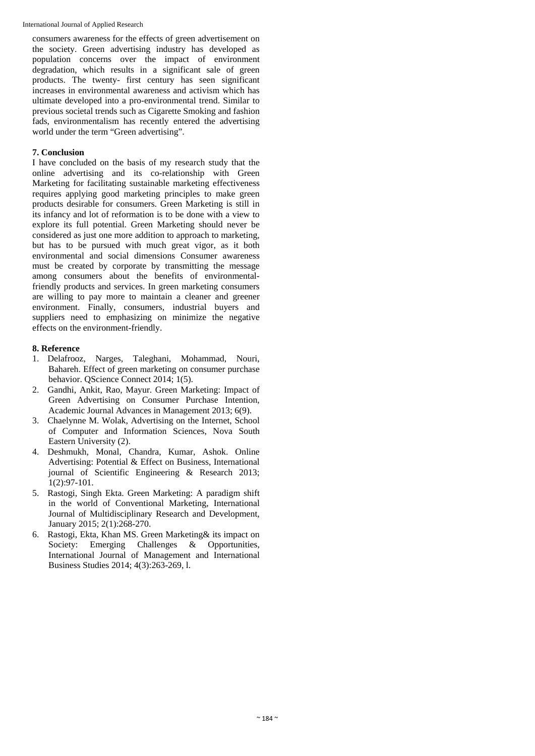consumers awareness for the effects of green advertisement on the society. Green advertising industry has developed as population concerns over the impact of environment degradation, which results in a significant sale of green products. The twenty- first century has seen significant increases in environmental awareness and activism which has ultimate developed into a pro-environmental trend. Similar to previous societal trends such as Cigarette Smoking and fashion fads, environmentalism has recently entered the advertising world under the term "Green advertising".

## 7. Conclusion

I have concluded on the basis of my research study that the online advertising and its co-relationship with Green Marketing for facilitating sustainable marketing effectiveness requires applying good marketing principles to make green products desirable for consumers. Green Marketing is still in its infancy and lot of reformation is to be done with a view to explore its full potential. Green Marketing should never be considered as just one more addition to approach to marketing, but has to be pursued with much great vigor, as it both environmental and social dimensions Consumer awareness must be created by corporate by transmitting the message among consumers about the benefits of environmental-friendly products and services. In green marketing consumers are willing to pay more to maintain a cleaner and greener environment. Finally, consumers, industrial buyers and suppliers need to emphasizing on minimize the negative effects on the environment-friendly.

## 8. Reference

1. Delafrooz, Narges, Taleghani, Mohammad, Nouri, Bahareh. Effect of green marketing on consumer purchase behavior. QScience Connect 2014; 1(5).
2. Gandhi, Ankit, Rao, Mayur. Green Marketing: Impact of Green Advertising on Consumer Purchase Intention, Academic Journal Advances in Management 2013; 6(9).
3. Chaelynne M. Wolak, Advertising on the Internet, School of Computer and Information Sciences, Nova South Eastern University (2).
4. Deshmukh, Monal, Chandra, Kumar, Ashok. Online Advertising: Potential & Effect on Business, International journal of Scientific Engineering & Research 2013; 1(2):97-101.
5. Rastogi, Singh Ekta. Green Marketing: A paradigm shift in the world of Conventional Marketing, International Journal of Multidisciplinary Research and Development, January 2015; 2(1):268-270.
6. Rastogi, Ekta, Khan MS. Green Marketing& its impact on Society: Emerging Challenges & Opportunities, International Journal of Management and International Business Studies 2014; 4(3):263-269, l.